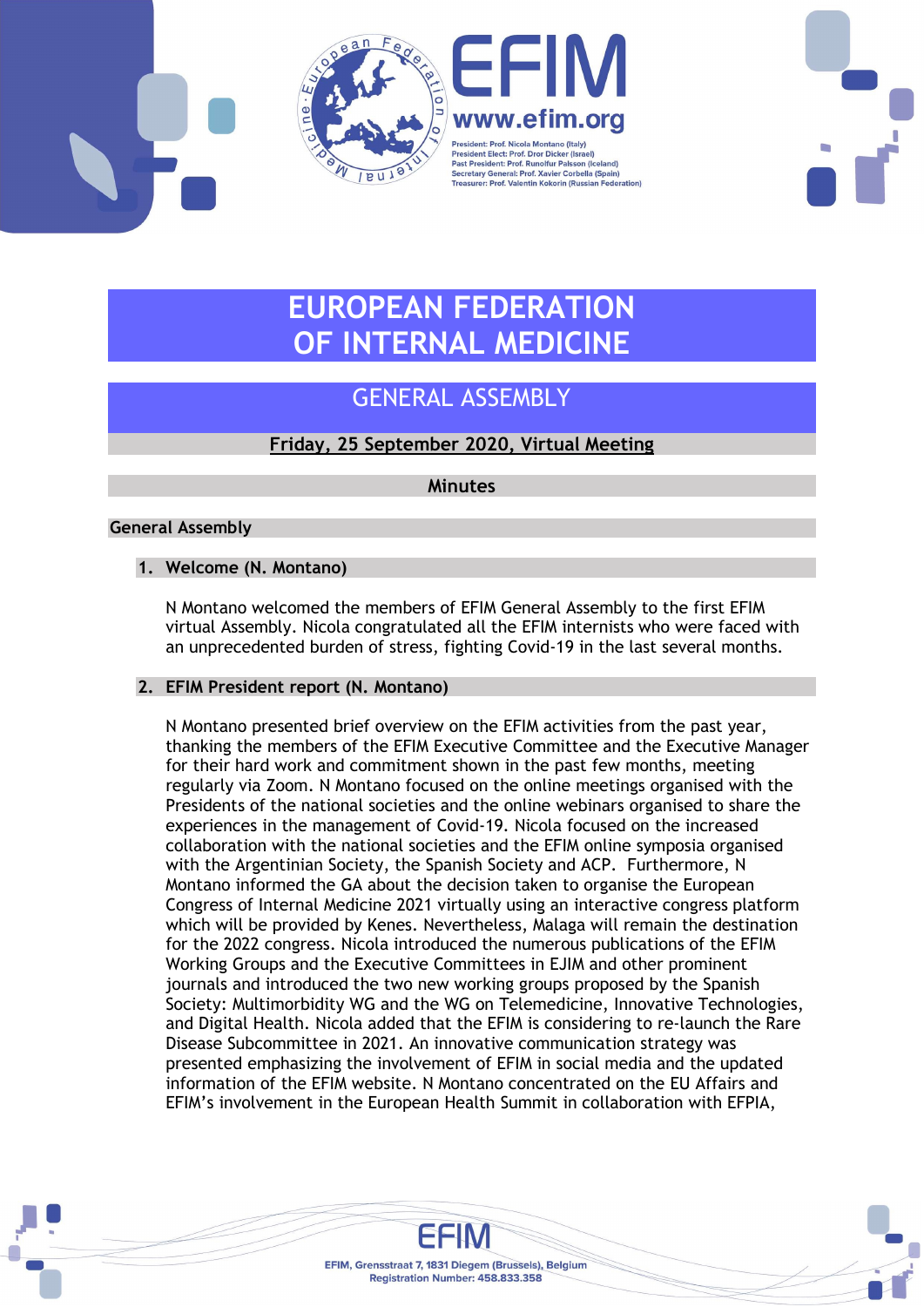EFIM
www.efim.org

President: Prof. Nicola Montano (Italy)
President Elect: Prof. Dror Dicker (Israel)
Past President: Prof. Runolfur Palsson (Iceland)
Secretary General: Prof. Xavier Corbella (Spain)
Treasurer: Prof. Valentin Kokorin (Russian Federation)

# EUROPEAN FEDERATION OF INTERNAL MEDICINE

## GENERAL ASSEMBLY

**Friday, 25 September 2020, Virtual Meeting**

**Minutes**

## General Assembly

### 1. Welcome (N. Montano)

N Montano welcomed the members of EFIM General Assembly to the first EFIM virtual Assembly. Nicola congratulated all the EFIM internists who were faced with an unprecedented burden of stress, fighting Covid-19 in the last several months.

### 2. EFIM President report (N. Montano)

N Montano presented brief overview on the EFIM activities from the past year, thanking the members of the EFIM Executive Committee and the Executive Manager for their hard work and commitment shown in the past few months, meeting regularly via Zoom. N Montano focused on the online meetings organised with the Presidents of the national societies and the online webinars organised to share the experiences in the management of Covid-19. Nicola focused on the increased collaboration with the national societies and the EFIM online symposia organised with the Argentinian Society, the Spanish Society and ACP. Furthermore, N Montano informed the GA about the decision taken to organise the European Congress of Internal Medicine 2021 virtually using an interactive congress platform which will be provided by Kenes. Nevertheless, Malaga will remain the destination for the 2022 congress. Nicola introduced the numerous publications of the EFIM Working Groups and the Executive Committees in EJIM and other prominent journals and introduced the two new working groups proposed by the Spanish Society: Multimorbidity WG and the WG on Telemedicine, Innovative Technologies, and Digital Health. Nicola added that the EFIM is considering to re-launch the Rare Disease Subcommittee in 2021. An innovative communication strategy was presented emphasizing the involvement of EFIM in social media and the updated information of the EFIM website. N Montano concentrated on the EU Affairs and EFIM's involvement in the European Health Summit in collaboration with EFPIA,

EFIM, Grensstraat 7, 1831 Diegem (Brussels), Belgium
Registration Number: 458.833.358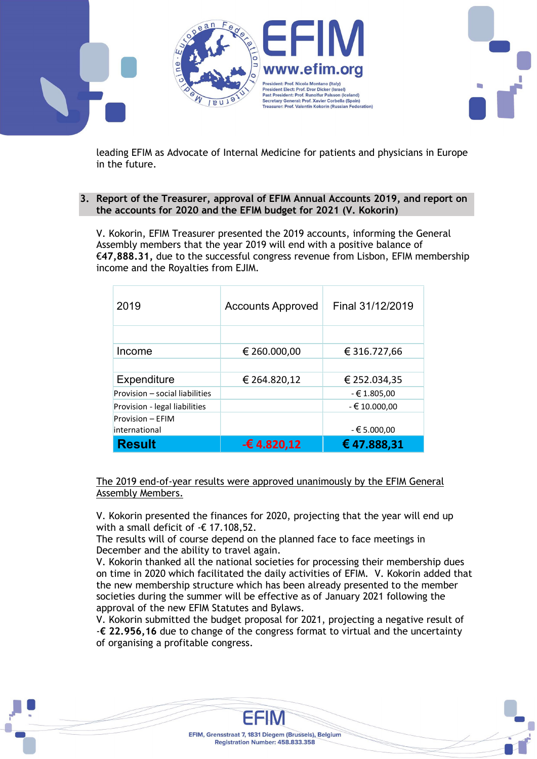leading EFIM as Advocate of Internal Medicine for patients and physicians in Europe in the future.

## 3. Report of the Treasurer, approval of EFIM Annual Accounts 2019, and report on the accounts for 2020 and the EFIM budget for 2021 (V. Kokorin)

V. Kokorin, EFIM Treasurer presented the 2019 accounts, informing the General Assembly members that the year 2019 will end with a positive balance of **€47,888.31,** due to the successful congress revenue from Lisbon, EFIM membership income and the Royalties from EJIM.

| 2019 | Accounts Approved | Final 31/12/2019 |
|---|---|---|
| | | |
| Income | € 260.000,00 | € 316.727,66 |
| | | |
| Expenditure | € 264.820,12 | € 252.034,35 |
| Provision – social liabilities | | - € 1.805,00 |
| Provision - legal liabilities | | - € 10.000,00 |
| Provision – EFIM international | | - € 5.000,00 |
| **Result** | **-€ 4.820,12** | **€ 47.888,31** |

The 2019 end-of-year results were approved unanimously by the EFIM General Assembly Members.

V. Kokorin presented the finances for 2020, projecting that the year will end up with a small deficit of -€ 17.108,52.
The results will of course depend on the planned face to face meetings in December and the ability to travel again.
V. Kokorin thanked all the national societies for processing their membership dues on time in 2020 which facilitated the daily activities of EFIM. V. Kokorin added that the new membership structure which has been already presented to the member societies during the summer will be effective as of January 2021 following the approval of the new EFIM Statutes and Bylaws.
V. Kokorin submitted the budget proposal for 2021, projecting a negative result of -**€ 22.956,16** due to change of the congress format to virtual and the uncertainty of organising a profitable congress.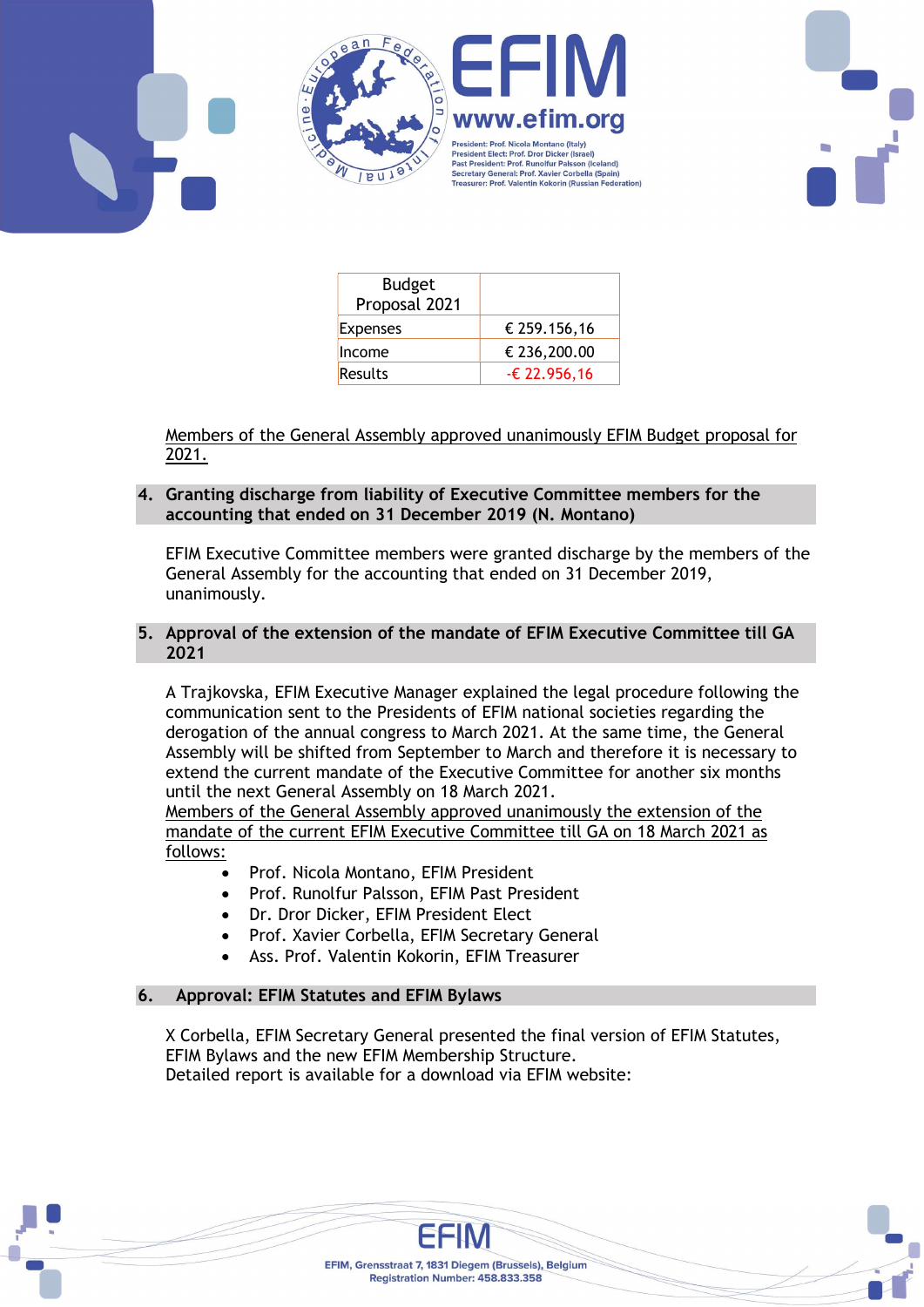| Budget Proposal 2021 | |
|---|---|
| Expenses | € 259.156,16 |
| Income | € 236,200.00 |
| Results | -€ 22.956,16 |

Members of the General Assembly approved unanimously EFIM Budget proposal for 2021.

## 4. Granting discharge from liability of Executive Committee members for the accounting that ended on 31 December 2019 (N. Montano)

EFIM Executive Committee members were granted discharge by the members of the General Assembly for the accounting that ended on 31 December 2019, unanimously.

## 5. Approval of the extension of the mandate of EFIM Executive Committee till GA 2021

A Trajkovska, EFIM Executive Manager explained the legal procedure following the communication sent to the Presidents of EFIM national societies regarding the derogation of the annual congress to March 2021. At the same time, the General Assembly will be shifted from September to March and therefore it is necessary to extend the current mandate of the Executive Committee for another six months until the next General Assembly on 18 March 2021.

Members of the General Assembly approved unanimously the extension of the mandate of the current EFIM Executive Committee till GA on 18 March 2021 as follows:

- Prof. Nicola Montano, EFIM President
- Prof. Runolfur Palsson, EFIM Past President
- Dr. Dror Dicker, EFIM President Elect
- Prof. Xavier Corbella, EFIM Secretary General
- Ass. Prof. Valentin Kokorin, EFIM Treasurer

## 6. Approval: EFIM Statutes and EFIM Bylaws

X Corbella, EFIM Secretary General presented the final version of EFIM Statutes, EFIM Bylaws and the new EFIM Membership Structure.
Detailed report is available for a download via EFIM website: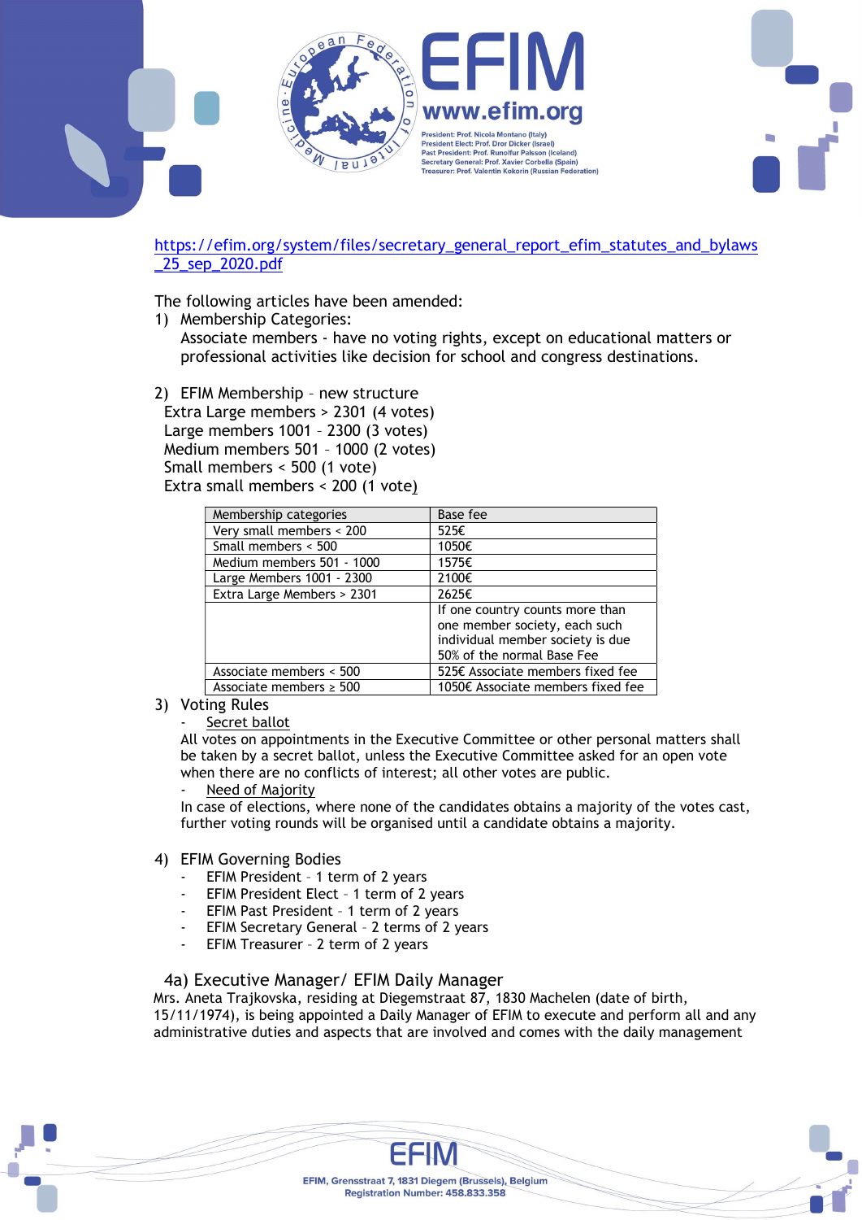https://efim.org/system/files/secretary_general_report_efim_statutes_and_bylaws_25_sep_2020.pdf

The following articles have been amended:

1) Membership Categories:
   Associate members - have no voting rights, except on educational matters or professional activities like decision for school and congress destinations.

2) EFIM Membership – new structure
   Extra Large members > 2301 (4 votes)
   Large members 1001 – 2300 (3 votes)
   Medium members 501 – 1000 (2 votes)
   Small members < 500 (1 vote)
   Extra small members < 200 (1 vote)

| Membership categories | Base fee |
|---|---|
| Very small members < 200 | 525€ |
| Small members < 500 | 1050€ |
| Medium members 501 - 1000 | 1575€ |
| Large Members 1001 - 2300 | 2100€ |
| Extra Large Members > 2301 | 2625€ |
| | If one country counts more than one member society, each such individual member society is due 50% of the normal Base Fee |
| Associate members < 500 | 525€ Associate members fixed fee |
| Associate members ≥ 500 | 1050€ Associate members fixed fee |

3) Voting Rules
   - Secret ballot

   All votes on appointments in the Executive Committee or other personal matters shall be taken by a secret ballot, unless the Executive Committee asked for an open vote when there are no conflicts of interest; all other votes are public.

   - Need of Majority

   In case of elections, where none of the candidates obtains a majority of the votes cast, further voting rounds will be organised until a candidate obtains a majority.

4) EFIM Governing Bodies
   - EFIM President – 1 term of 2 years
   - EFIM President Elect – 1 term of 2 years
   - EFIM Past President – 1 term of 2 years
   - EFIM Secretary General – 2 terms of 2 years
   - EFIM Treasurer – 2 term of 2 years

4a) Executive Manager/ EFIM Daily Manager

Mrs. Aneta Trajkovska, residing at Diegemstraat 87, 1830 Machelen (date of birth, 15/11/1974), is being appointed a Daily Manager of EFIM to execute and perform all and any administrative duties and aspects that are involved and comes with the daily management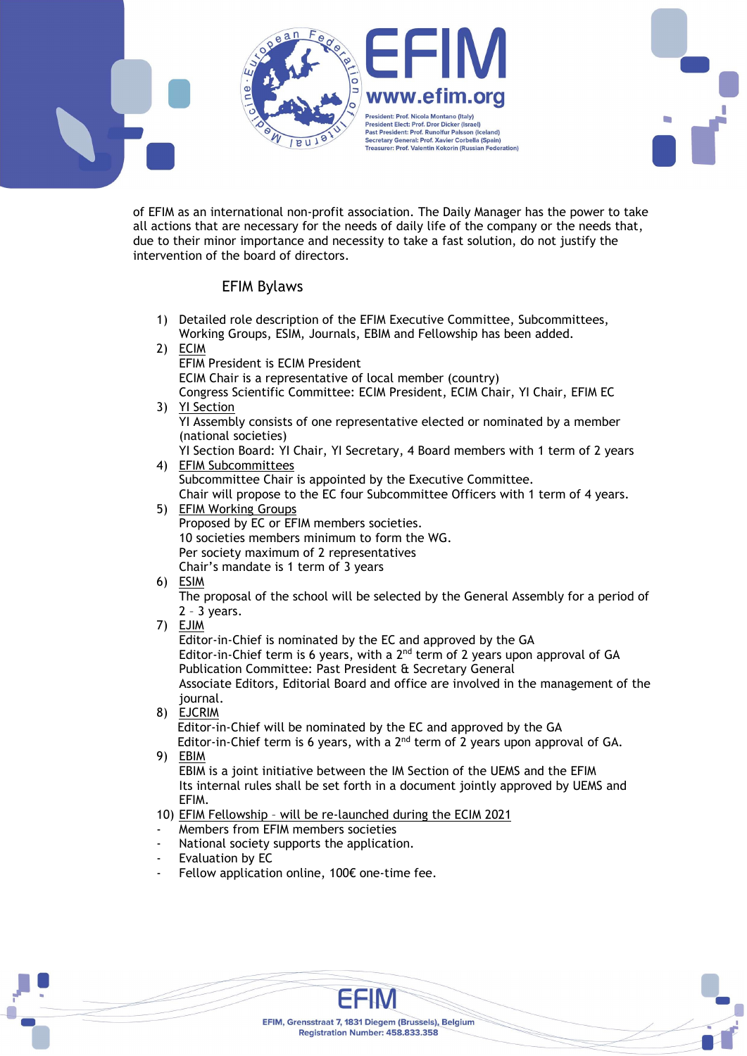of EFIM as an international non-profit association. The Daily Manager has the power to take all actions that are necessary for the needs of daily life of the company or the needs that, due to their minor importance and necessity to take a fast solution, do not justify the intervention of the board of directors.

## EFIM Bylaws

1) Detailed role description of the EFIM Executive Committee, Subcommittees, Working Groups, ESIM, Journals, EBIM and Fellowship has been added.
2) ECIM
   EFIM President is ECIM President
   ECIM Chair is a representative of local member (country)
   Congress Scientific Committee: ECIM President, ECIM Chair, YI Chair, EFIM EC
3) YI Section
   YI Assembly consists of one representative elected or nominated by a member (national societies)
   YI Section Board: YI Chair, YI Secretary, 4 Board members with 1 term of 2 years
4) EFIM Subcommittees
   Subcommittee Chair is appointed by the Executive Committee.
   Chair will propose to the EC four Subcommittee Officers with 1 term of 4 years.
5) EFIM Working Groups
   Proposed by EC or EFIM members societies.
   10 societies members minimum to form the WG.
   Per society maximum of 2 representatives
   Chair's mandate is 1 term of 3 years
6) ESIM
   The proposal of the school will be selected by the General Assembly for a period of 2 – 3 years.
7) EJIM
   Editor-in-Chief is nominated by the EC and approved by the GA
   Editor-in-Chief term is 6 years, with a 2nd term of 2 years upon approval of GA
   Publication Committee: Past President & Secretary General
   Associate Editors, Editorial Board and office are involved in the management of the journal.
8) EJCRIM
   Editor-in-Chief will be nominated by the EC and approved by the GA
   Editor-in-Chief term is 6 years, with a 2nd term of 2 years upon approval of GA.
9) EBIM
   EBIM is a joint initiative between the IM Section of the UEMS and the EFIM
   Its internal rules shall be set forth in a document jointly approved by UEMS and EFIM.
10) EFIM Fellowship – will be re-launched during the ECIM 2021

- Members from EFIM members societies
- National society supports the application.
- Evaluation by EC
- Fellow application online, 100€ one-time fee.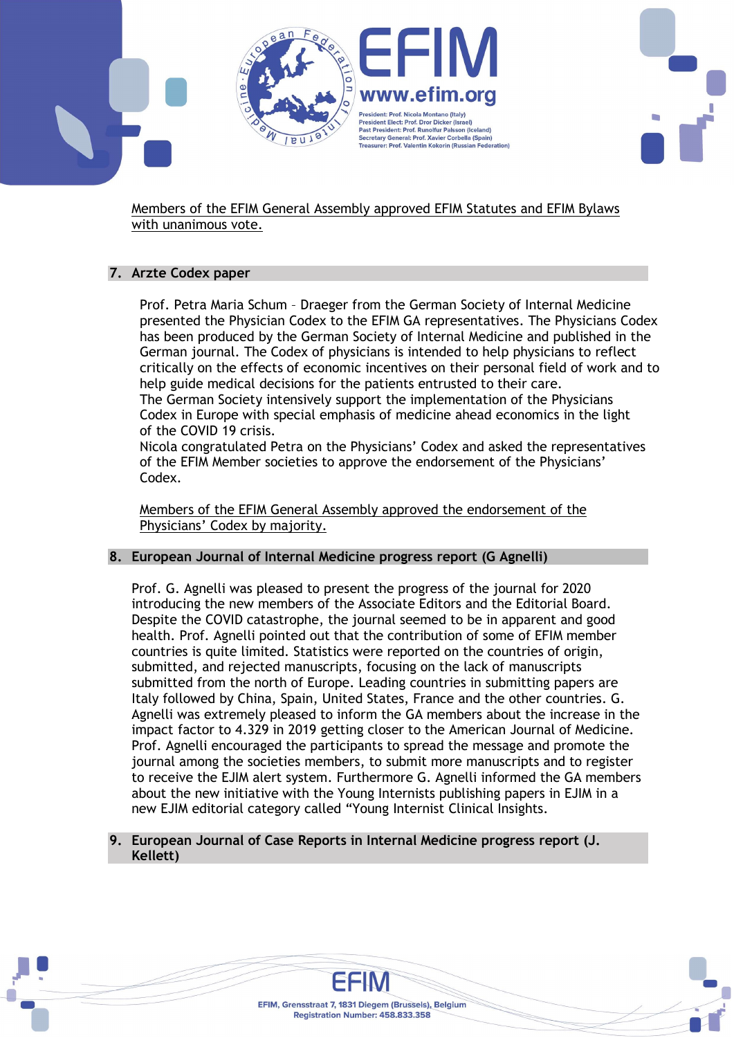Members of the EFIM General Assembly approved EFIM Statutes and EFIM Bylaws with unanimous vote.

## 7. Arzte Codex paper

Prof. Petra Maria Schum – Draeger from the German Society of Internal Medicine presented the Physician Codex to the EFIM GA representatives. The Physicians Codex has been produced by the German Society of Internal Medicine and published in the German journal. The Codex of physicians is intended to help physicians to reflect critically on the effects of economic incentives on their personal field of work and to help guide medical decisions for the patients entrusted to their care.
The German Society intensively support the implementation of the Physicians Codex in Europe with special emphasis of medicine ahead economics in the light of the COVID 19 crisis.
Nicola congratulated Petra on the Physicians' Codex and asked the representatives of the EFIM Member societies to approve the endorsement of the Physicians' Codex.

Members of the EFIM General Assembly approved the endorsement of the Physicians' Codex by majority.

## 8. European Journal of Internal Medicine progress report (G Agnelli)

Prof. G. Agnelli was pleased to present the progress of the journal for 2020 introducing the new members of the Associate Editors and the Editorial Board. Despite the COVID catastrophe, the journal seemed to be in apparent and good health. Prof. Agnelli pointed out that the contribution of some of EFIM member countries is quite limited. Statistics were reported on the countries of origin, submitted, and rejected manuscripts, focusing on the lack of manuscripts submitted from the north of Europe. Leading countries in submitting papers are Italy followed by China, Spain, United States, France and the other countries. G. Agnelli was extremely pleased to inform the GA members about the increase in the impact factor to 4.329 in 2019 getting closer to the American Journal of Medicine. Prof. Agnelli encouraged the participants to spread the message and promote the journal among the societies members, to submit more manuscripts and to register to receive the EJIM alert system. Furthermore G. Agnelli informed the GA members about the new initiative with the Young Internists publishing papers in EJIM in a new EJIM editorial category called "Young Internist Clinical Insights.

## 9. European Journal of Case Reports in Internal Medicine progress report (J. Kellett)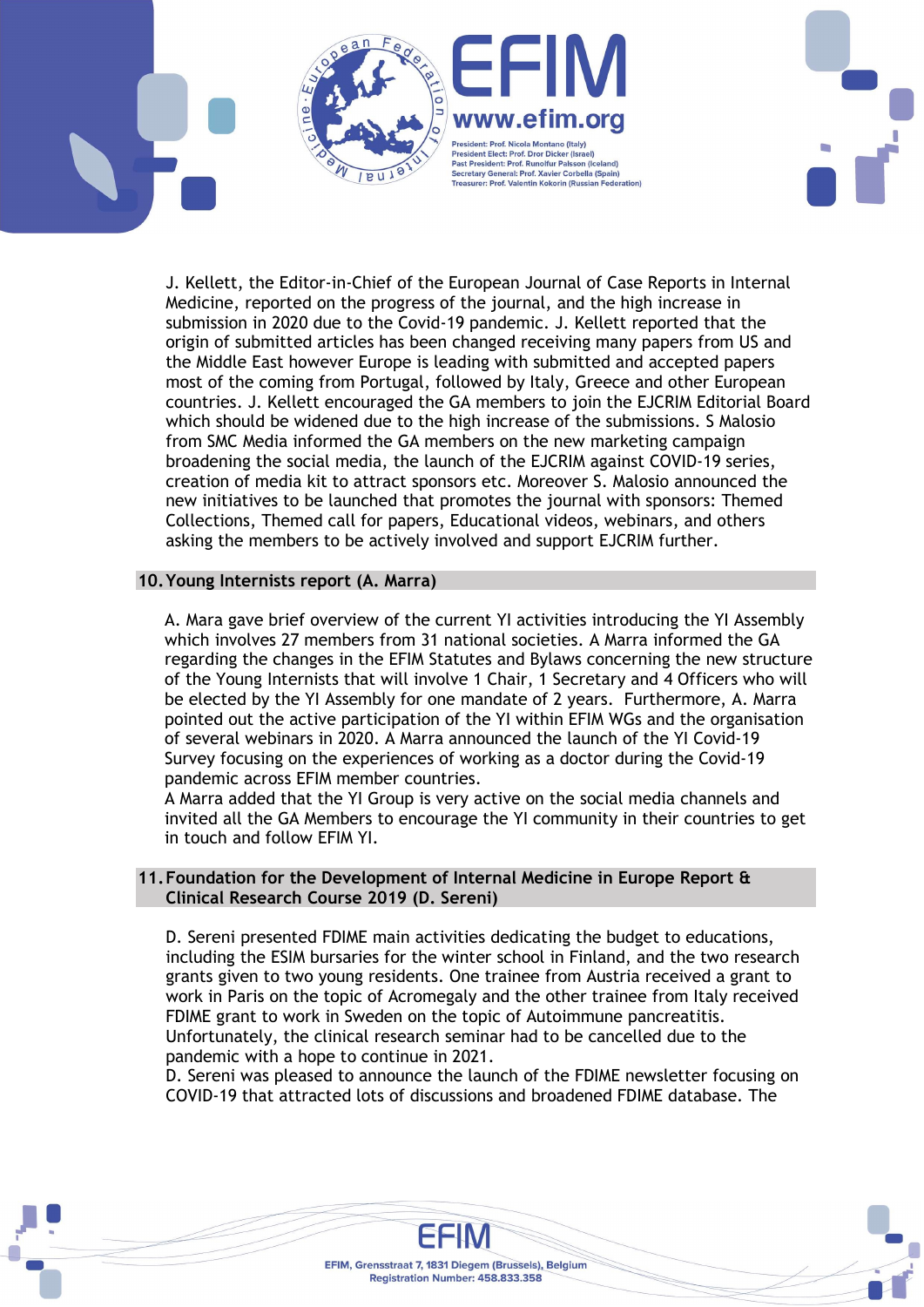J. Kellett, the Editor-in-Chief of the European Journal of Case Reports in Internal Medicine, reported on the progress of the journal, and the high increase in submission in 2020 due to the Covid-19 pandemic. J. Kellett reported that the origin of submitted articles has been changed receiving many papers from US and the Middle East however Europe is leading with submitted and accepted papers most of the coming from Portugal, followed by Italy, Greece and other European countries. J. Kellett encouraged the GA members to join the EJCRIM Editorial Board which should be widened due to the high increase of the submissions. S Malosio from SMC Media informed the GA members on the new marketing campaign broadening the social media, the launch of the EJCRIM against COVID-19 series, creation of media kit to attract sponsors etc. Moreover S. Malosio announced the new initiatives to be launched that promotes the journal with sponsors: Themed Collections, Themed call for papers, Educational videos, webinars, and others asking the members to be actively involved and support EJCRIM further.

## 10. Young Internists report (A. Marra)

A. Mara gave brief overview of the current YI activities introducing the YI Assembly which involves 27 members from 31 national societies. A Marra informed the GA regarding the changes in the EFIM Statutes and Bylaws concerning the new structure of the Young Internists that will involve 1 Chair, 1 Secretary and 4 Officers who will be elected by the YI Assembly for one mandate of 2 years. Furthermore, A. Marra pointed out the active participation of the YI within EFIM WGs and the organisation of several webinars in 2020. A Marra announced the launch of the YI Covid-19 Survey focusing on the experiences of working as a doctor during the Covid-19 pandemic across EFIM member countries.
A Marra added that the YI Group is very active on the social media channels and invited all the GA Members to encourage the YI community in their countries to get in touch and follow EFIM YI.

## 11. Foundation for the Development of Internal Medicine in Europe Report & Clinical Research Course 2019 (D. Sereni)

D. Sereni presented FDIME main activities dedicating the budget to educations, including the ESIM bursaries for the winter school in Finland, and the two research grants given to two young residents. One trainee from Austria received a grant to work in Paris on the topic of Acromegaly and the other trainee from Italy received FDIME grant to work in Sweden on the topic of Autoimmune pancreatitis. Unfortunately, the clinical research seminar had to be cancelled due to the pandemic with a hope to continue in 2021.
D. Sereni was pleased to announce the launch of the FDIME newsletter focusing on COVID-19 that attracted lots of discussions and broadened FDIME database. The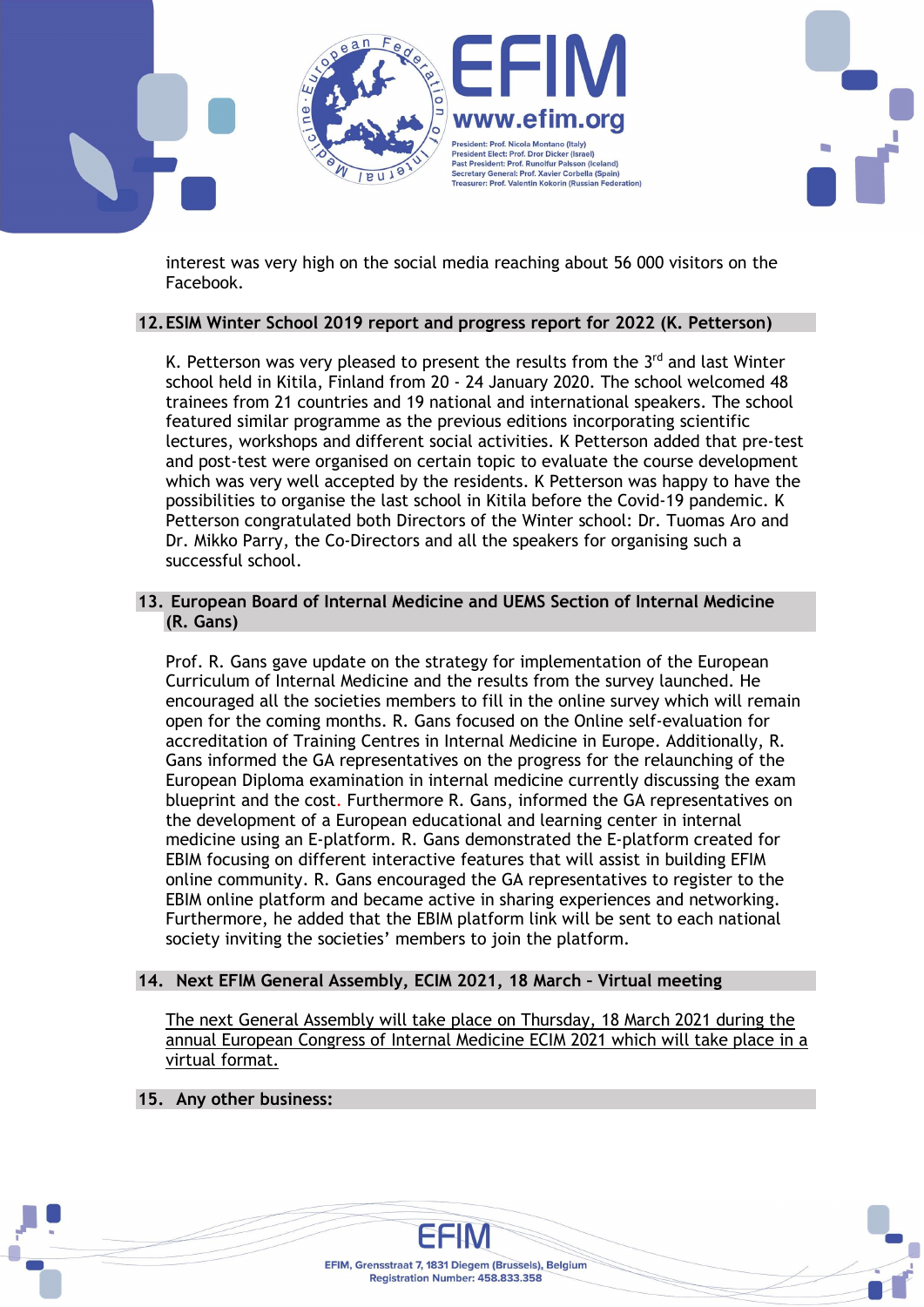interest was very high on the social media reaching about 56 000 visitors on the Facebook.

## 12. ESIM Winter School 2019 report and progress report for 2022 (K. Petterson)

K. Petterson was very pleased to present the results from the 3rd and last Winter school held in Kitila, Finland from 20 - 24 January 2020. The school welcomed 48 trainees from 21 countries and 19 national and international speakers. The school featured similar programme as the previous editions incorporating scientific lectures, workshops and different social activities. K Petterson added that pre-test and post-test were organised on certain topic to evaluate the course development which was very well accepted by the residents. K Petterson was happy to have the possibilities to organise the last school in Kitila before the Covid-19 pandemic. K Petterson congratulated both Directors of the Winter school: Dr. Tuomas Aro and Dr. Mikko Parry, the Co-Directors and all the speakers for organising such a successful school.

## 13. European Board of Internal Medicine and UEMS Section of Internal Medicine (R. Gans)

Prof. R. Gans gave update on the strategy for implementation of the European Curriculum of Internal Medicine and the results from the survey launched. He encouraged all the societies members to fill in the online survey which will remain open for the coming months. R. Gans focused on the Online self-evaluation for accreditation of Training Centres in Internal Medicine in Europe. Additionally, R. Gans informed the GA representatives on the progress for the relaunching of the European Diploma examination in internal medicine currently discussing the exam blueprint and the cost. Furthermore R. Gans, informed the GA representatives on the development of a European educational and learning center in internal medicine using an E-platform. R. Gans demonstrated the E-platform created for EBIM focusing on different interactive features that will assist in building EFIM online community. R. Gans encouraged the GA representatives to register to the EBIM online platform and became active in sharing experiences and networking. Furthermore, he added that the EBIM platform link will be sent to each national society inviting the societies' members to join the platform.

## 14. Next EFIM General Assembly, ECIM 2021, 18 March – Virtual meeting

The next General Assembly will take place on Thursday, 18 March 2021 during the annual European Congress of Internal Medicine ECIM 2021 which will take place in a virtual format.

## 15. Any other business: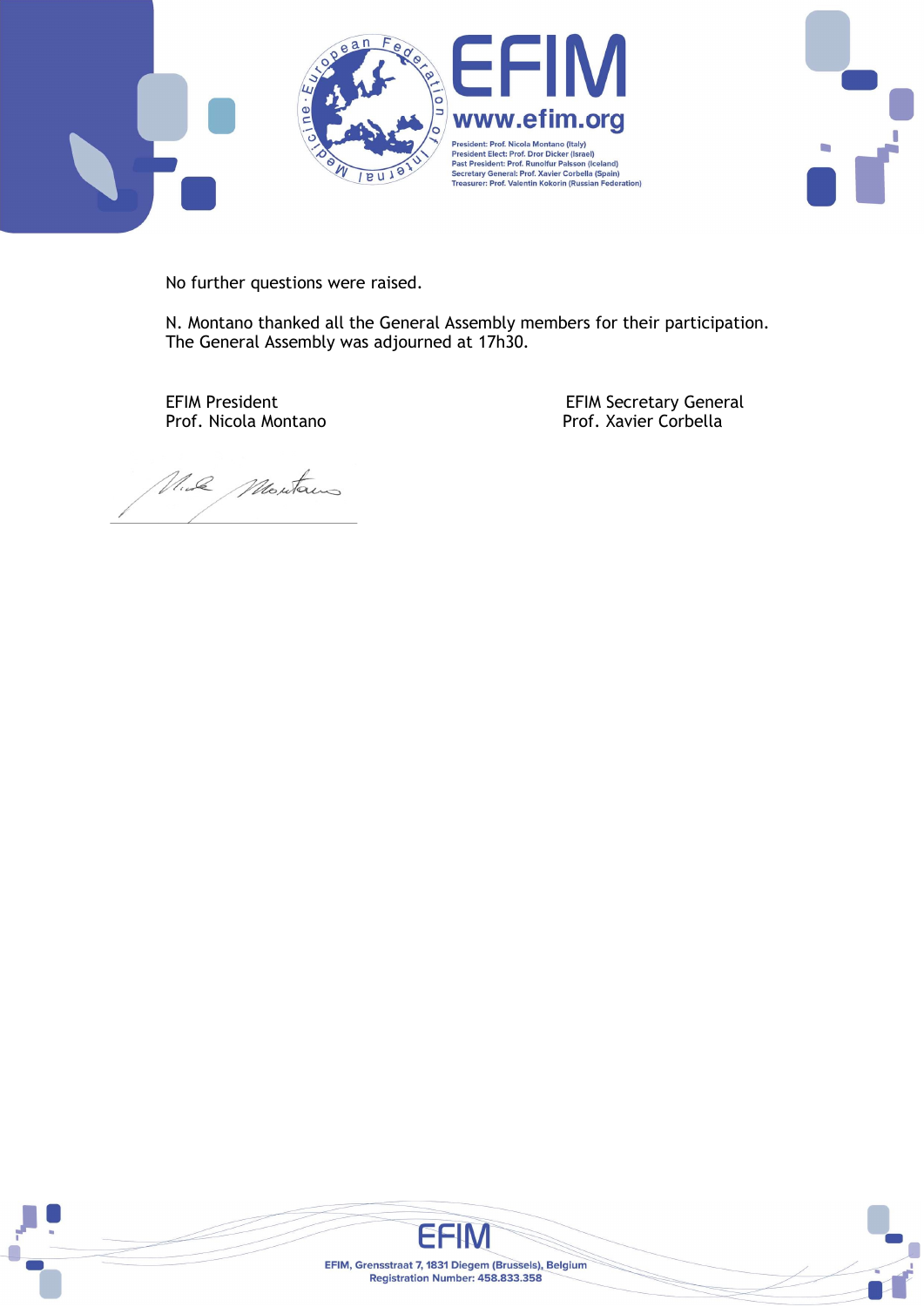No further questions were raised.

N. Montano thanked all the General Assembly members for their participation. The General Assembly was adjourned at 17h30.

EFIM President
Prof. Nicola Montano

EFIM Secretary General
Prof. Xavier Corbella